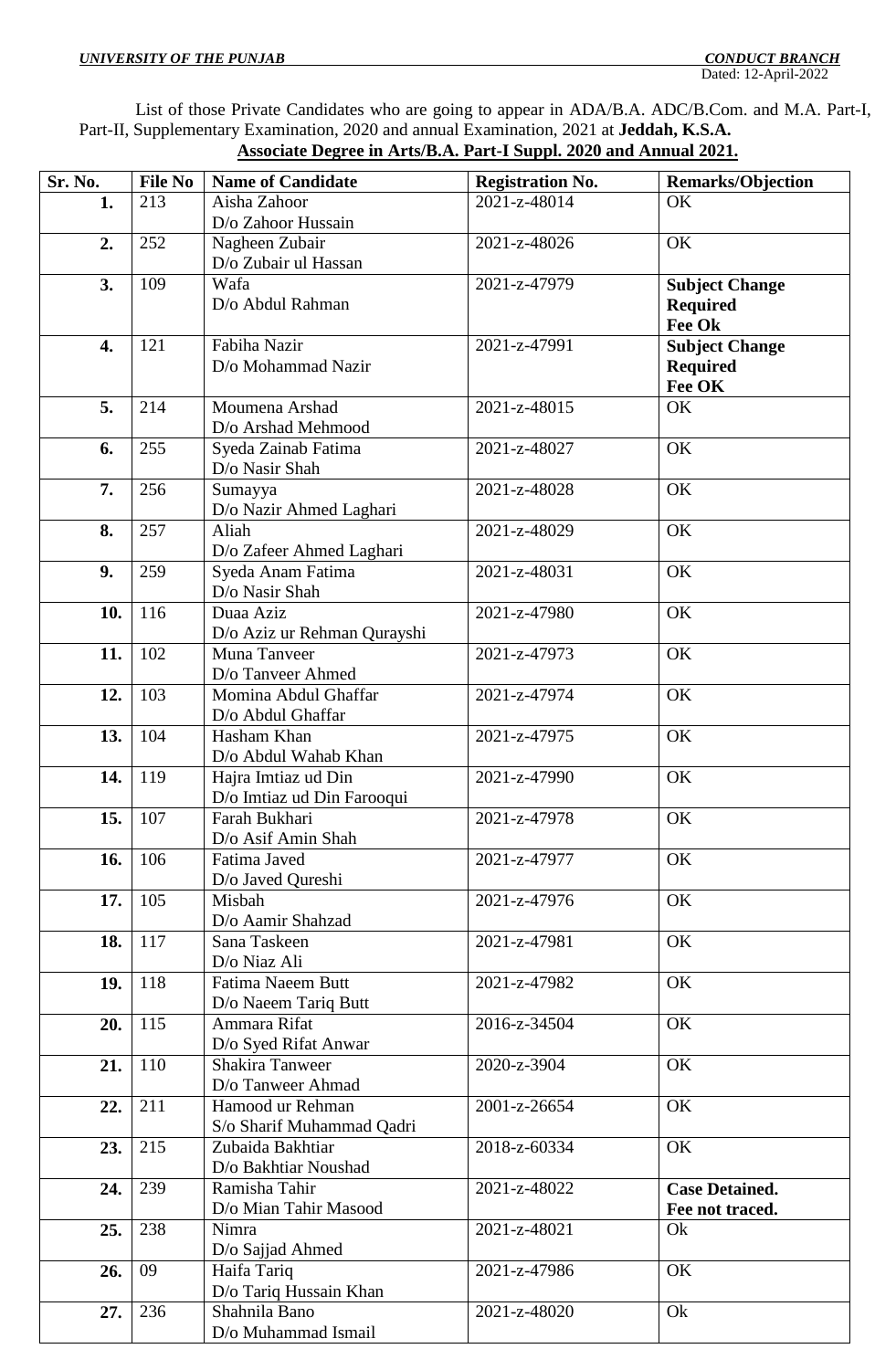***UNIVERSITY OF THE PUNJAB*** ***CONDUCT BRANCH***

Dated: 12-April-2022

List of those Private Candidates who are going to appear in ADA/B.A. ADC/B.Com. and M.A. Part-I, Part-II, Supplementary Examination, 2020 and annual Examination, 2021 at **Jeddah, K.S.A.**

**Associate Degree in Arts/B.A. Part-I Suppl. 2020 and Annual 2021.**

| Sr. No. | File No | Name of Candidate | Registration No. | Remarks/Objection |
|---|---|---|---|---|
| **1.** | 213 | Aisha Zahoor<br>D/o Zahoor Hussain | 2021-z-48014 | OK |
| **2.** | 252 | Nagheen Zubair<br>D/o Zubair ul Hassan | 2021-z-48026 | OK |
| **3.** | 109 | Wafa<br>D/o Abdul Rahman | 2021-z-47979 | **Subject Change Required Fee Ok** |
| **4.** | 121 | Fabiha Nazir<br>D/o Mohammad Nazir | 2021-z-47991 | **Subject Change Required Fee OK** |
| **5.** | 214 | Moumena Arshad<br>D/o Arshad Mehmood | 2021-z-48015 | OK |
| **6.** | 255 | Syeda Zainab Fatima<br>D/o Nasir Shah | 2021-z-48027 | OK |
| **7.** | 256 | Sumayya<br>D/o Nazir Ahmed Laghari | 2021-z-48028 | OK |
| **8.** | 257 | Aliah<br>D/o Zafeer Ahmed Laghari | 2021-z-48029 | OK |
| **9.** | 259 | Syeda Anam Fatima<br>D/o Nasir Shah | 2021-z-48031 | OK |
| **10.** | 116 | Duaa Aziz<br>D/o Aziz ur Rehman Qurayshi | 2021-z-47980 | OK |
| **11.** | 102 | Muna Tanveer<br>D/o Tanveer Ahmed | 2021-z-47973 | OK |
| **12.** | 103 | Momina Abdul Ghaffar<br>D/o Abdul Ghaffar | 2021-z-47974 | OK |
| **13.** | 104 | Hasham Khan<br>D/o Abdul Wahab Khan | 2021-z-47975 | OK |
| **14.** | 119 | Hajra Imtiaz ud Din<br>D/o Imtiaz ud Din Farooqui | 2021-z-47990 | OK |
| **15.** | 107 | Farah Bukhari<br>D/o Asif Amin Shah | 2021-z-47978 | OK |
| **16.** | 106 | Fatima Javed<br>D/o Javed Qureshi | 2021-z-47977 | OK |
| **17.** | 105 | Misbah<br>D/o Aamir Shahzad | 2021-z-47976 | OK |
| **18.** | 117 | Sana Taskeen<br>D/o Niaz Ali | 2021-z-47981 | OK |
| **19.** | 118 | Fatima Naeem Butt<br>D/o Naeem Tariq Butt | 2021-z-47982 | OK |
| **20.** | 115 | Ammara Rifat<br>D/o Syed Rifat Anwar | 2016-z-34504 | OK |
| **21.** | 110 | Shakira Tanweer<br>D/o Tanweer Ahmad | 2020-z-3904 | OK |
| **22.** | 211 | Hamood ur Rehman<br>S/o Sharif Muhammad Qadri | 2001-z-26654 | OK |
| **23.** | 215 | Zubaida Bakhtiar<br>D/o Bakhtiar Noushad | 2018-z-60334 | OK |
| **24.** | 239 | Ramisha Tahir<br>D/o Mian Tahir Masood | 2021-z-48022 | **Case Detained. Fee not traced.** |
| **25.** | 238 | Nimra<br>D/o Sajjad Ahmed | 2021-z-48021 | Ok |
| **26.** | 09 | Haifa Tariq<br>D/o Tariq Hussain Khan | 2021-z-47986 | OK |
| **27.** | 236 | Shahnila Bano<br>D/o Muhammad Ismail | 2021-z-48020 | Ok |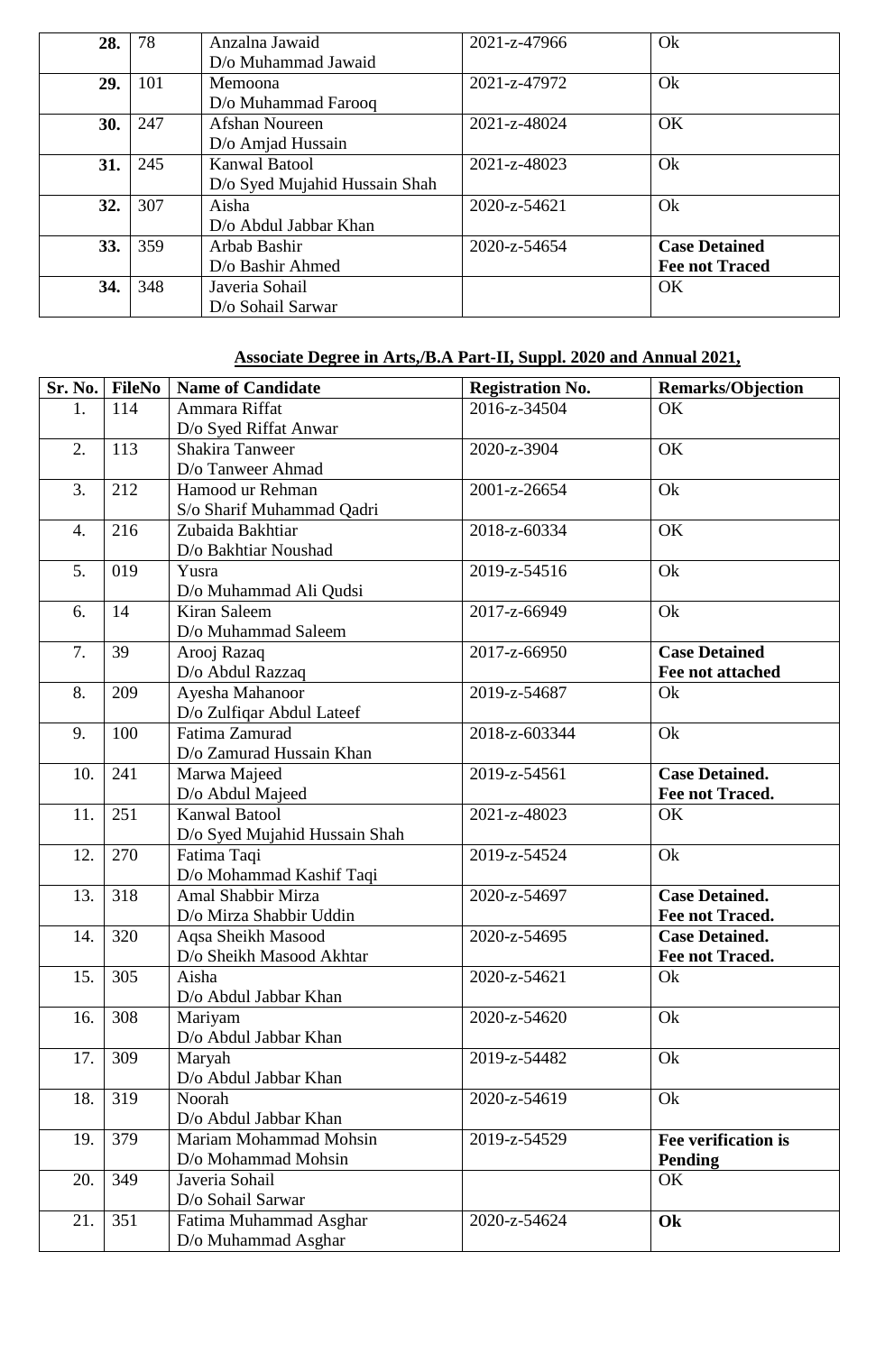| | | | | |
|---|---|---|---|---|
| **28.** | 78 | Anzalna Jawaid<br>D/o Muhammad Jawaid | 2021-z-47966 | Ok |
| **29.** | 101 | Memoona<br>D/o Muhammad Farooq | 2021-z-47972 | Ok |
| **30.** | 247 | Afshan Noureen<br>D/o Amjad Hussain | 2021-z-48024 | OK |
| **31.** | 245 | Kanwal Batool<br>D/o Syed Mujahid Hussain Shah | 2021-z-48023 | Ok |
| **32.** | 307 | Aisha<br>D/o Abdul Jabbar Khan | 2020-z-54621 | Ok |
| **33.** | 359 | Arbab Bashir<br>D/o Bashir Ahmed | 2020-z-54654 | **Case Detained**<br>**Fee not Traced** |
| **34.** | 348 | Javeria Sohail<br>D/o Sohail Sarwar | | OK |

**Associate Degree in Arts,/B.A Part-II, Suppl. 2020 and Annual 2021,**

| Sr. No. | FileNo | Name of Candidate | Registration No. | Remarks/Objection |
|---|---|---|---|---|
| 1. | 114 | Ammara Riffat<br>D/o Syed Riffat Anwar | 2016-z-34504 | OK |
| 2. | 113 | Shakira Tanweer<br>D/o Tanweer Ahmad | 2020-z-3904 | OK |
| 3. | 212 | Hamood ur Rehman<br>S/o Sharif Muhammad Qadri | 2001-z-26654 | Ok |
| 4. | 216 | Zubaida Bakhtiar<br>D/o Bakhtiar Noushad | 2018-z-60334 | OK |
| 5. | 019 | Yusra<br>D/o Muhammad Ali Qudsi | 2019-z-54516 | Ok |
| 6. | 14 | Kiran Saleem<br>D/o Muhammad Saleem | 2017-z-66949 | Ok |
| 7. | 39 | Arooj Razaq<br>D/o Abdul Razzaq | 2017-z-66950 | **Case Detained**<br>**Fee not attached** |
| 8. | 209 | Ayesha Mahanoor<br>D/o Zulfiqar Abdul Lateef | 2019-z-54687 | Ok |
| 9. | 100 | Fatima Zamurad<br>D/o Zamurad Hussain Khan | 2018-z-603344 | Ok |
| 10. | 241 | Marwa Majeed<br>D/o Abdul Majeed | 2019-z-54561 | **Case Detained.**<br>**Fee not Traced.** |
| 11. | 251 | Kanwal Batool<br>D/o Syed Mujahid Hussain Shah | 2021-z-48023 | OK |
| 12. | 270 | Fatima Taqi<br>D/o Mohammad Kashif Taqi | 2019-z-54524 | Ok |
| 13. | 318 | Amal Shabbir Mirza<br>D/o Mirza Shabbir Uddin | 2020-z-54697 | **Case Detained.**<br>**Fee not Traced.** |
| 14. | 320 | Aqsa Sheikh Masood<br>D/o Sheikh Masood Akhtar | 2020-z-54695 | **Case Detained.**<br>**Fee not Traced.** |
| 15. | 305 | Aisha<br>D/o Abdul Jabbar Khan | 2020-z-54621 | Ok |
| 16. | 308 | Mariyam<br>D/o Abdul Jabbar Khan | 2020-z-54620 | Ok |
| 17. | 309 | Maryah<br>D/o Abdul Jabbar Khan | 2019-z-54482 | Ok |
| 18. | 319 | Noorah<br>D/o Abdul Jabbar Khan | 2020-z-54619 | Ok |
| 19. | 379 | Mariam Mohammad Mohsin<br>D/o Mohammad Mohsin | 2019-z-54529 | **Fee verification is Pending** |
| 20. | 349 | Javeria Sohail<br>D/o Sohail Sarwar | | OK |
| 21. | 351 | Fatima Muhammad Asghar<br>D/o Muhammad Asghar | 2020-z-54624 | **Ok** |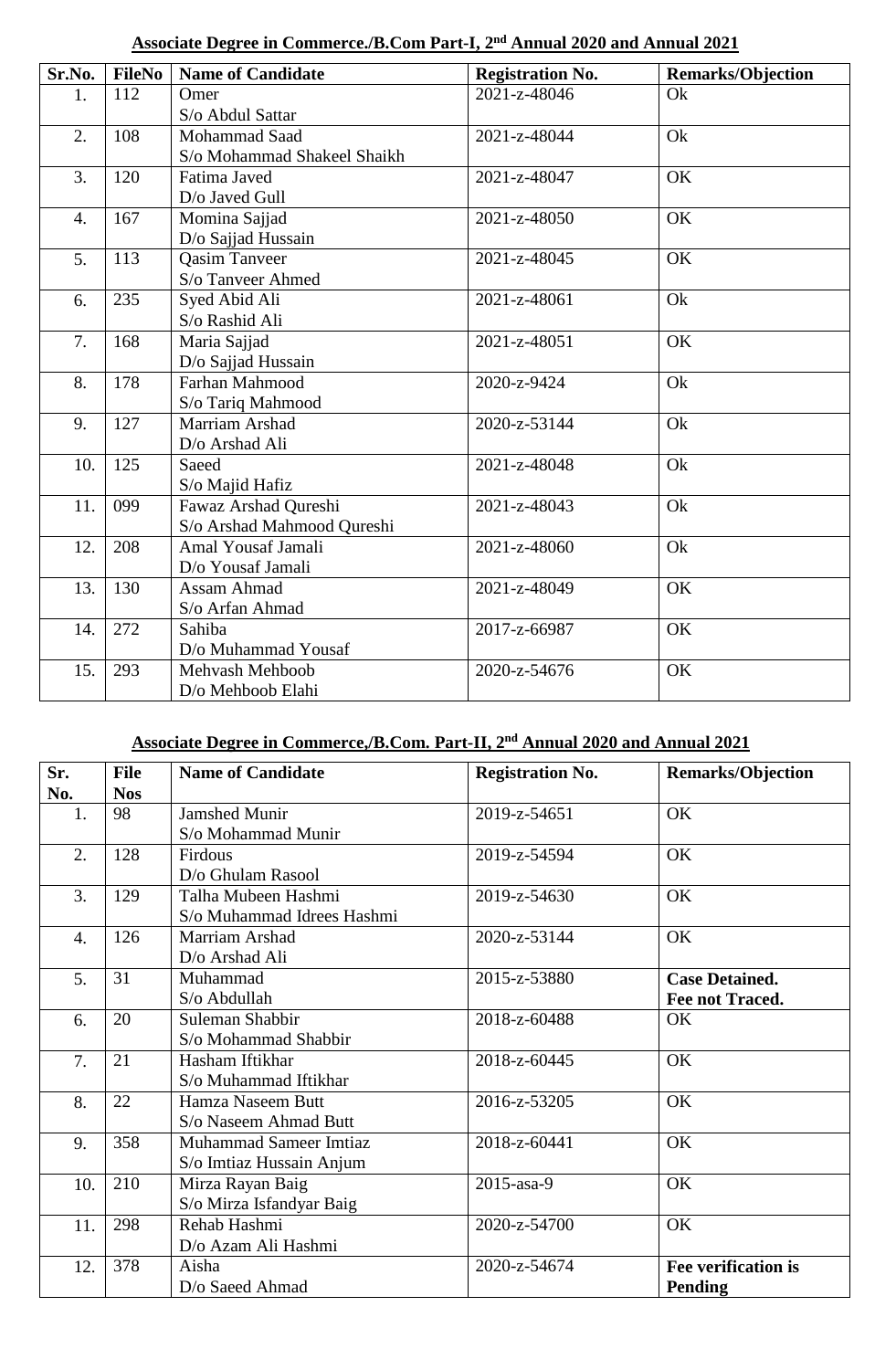**Associate Degree in Commerce./B.Com Part-I, 2nd Annual 2020 and Annual 2021**

| Sr.No. | FileNo | Name of Candidate | Registration No. | Remarks/Objection |
|---|---|---|---|---|
| 1. | 112 | Omer<br>S/o Abdul Sattar | 2021-z-48046 | Ok |
| 2. | 108 | Mohammad Saad<br>S/o Mohammad Shakeel Shaikh | 2021-z-48044 | Ok |
| 3. | 120 | Fatima Javed<br>D/o Javed Gull | 2021-z-48047 | OK |
| 4. | 167 | Momina Sajjad<br>D/o Sajjad Hussain | 2021-z-48050 | OK |
| 5. | 113 | Qasim Tanveer<br>S/o Tanveer Ahmed | 2021-z-48045 | OK |
| 6. | 235 | Syed Abid Ali<br>S/o Rashid Ali | 2021-z-48061 | Ok |
| 7. | 168 | Maria Sajjad<br>D/o Sajjad Hussain | 2021-z-48051 | OK |
| 8. | 178 | Farhan Mahmood<br>S/o Tariq Mahmood | 2020-z-9424 | Ok |
| 9. | 127 | Marriam Arshad<br>D/o Arshad Ali | 2020-z-53144 | Ok |
| 10. | 125 | Saeed<br>S/o Majid Hafiz | 2021-z-48048 | Ok |
| 11. | 099 | Fawaz Arshad Qureshi<br>S/o Arshad Mahmood Qureshi | 2021-z-48043 | Ok |
| 12. | 208 | Amal Yousaf Jamali<br>D/o Yousaf Jamali | 2021-z-48060 | Ok |
| 13. | 130 | Assam Ahmad<br>S/o Arfan Ahmad | 2021-z-48049 | OK |
| 14. | 272 | Sahiba<br>D/o Muhammad Yousaf | 2017-z-66987 | OK |
| 15. | 293 | Mehvash Mehboob<br>D/o Mehboob Elahi | 2020-z-54676 | OK |

**Associate Degree in Commerce,/B.Com. Part-II, 2nd Annual 2020 and Annual 2021**

| Sr. No. | File Nos | Name of Candidate | Registration No. | Remarks/Objection |
|---|---|---|---|---|
| 1. | 98 | Jamshed Munir<br>S/o Mohammad Munir | 2019-z-54651 | OK |
| 2. | 128 | Firdous<br>D/o Ghulam Rasool | 2019-z-54594 | OK |
| 3. | 129 | Talha Mubeen Hashmi<br>S/o Muhammad Idrees Hashmi | 2019-z-54630 | OK |
| 4. | 126 | Marriam Arshad<br>D/o Arshad Ali | 2020-z-53144 | OK |
| 5. | 31 | Muhammad<br>S/o Abdullah | 2015-z-53880 | **Case Detained. Fee not Traced.** |
| 6. | 20 | Suleman Shabbir<br>S/o Mohammad Shabbir | 2018-z-60488 | OK |
| 7. | 21 | Hasham Iftikhar<br>S/o Muhammad Iftikhar | 2018-z-60445 | OK |
| 8. | 22 | Hamza Naseem Butt<br>S/o Naseem Ahmad Butt | 2016-z-53205 | OK |
| 9. | 358 | Muhammad Sameer Imtiaz<br>S/o Imtiaz Hussain Anjum | 2018-z-60441 | OK |
| 10. | 210 | Mirza Rayan Baig<br>S/o Mirza Isfandyar Baig | 2015-asa-9 | OK |
| 11. | 298 | Rehab Hashmi<br>D/o Azam Ali Hashmi | 2020-z-54700 | OK |
| 12. | 378 | Aisha<br>D/o Saeed Ahmad | 2020-z-54674 | **Fee verification is Pending** |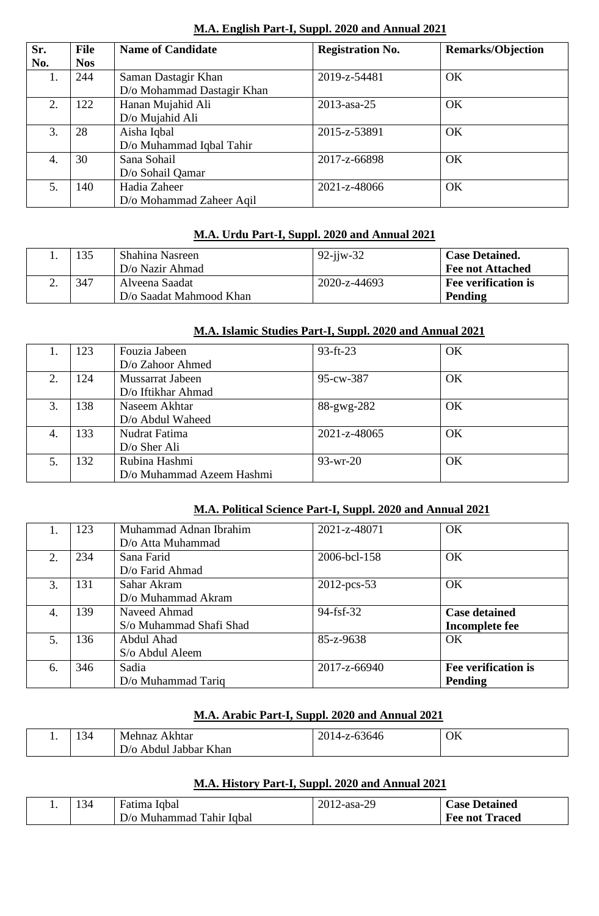## M.A. English Part-I, Suppl. 2020 and Annual 2021

| Sr. No. | File Nos | Name of Candidate | Registration No. | Remarks/Objection |
|---|---|---|---|---|
| 1. | 244 | Saman Dastagir Khan<br>D/o Mohammad Dastagir Khan | 2019-z-54481 | OK |
| 2. | 122 | Hanan Mujahid Ali<br>D/o Mujahid Ali | 2013-asa-25 | OK |
| 3. | 28 | Aisha Iqbal<br>D/o Muhammad Iqbal Tahir | 2015-z-53891 | OK |
| 4. | 30 | Sana Sohail<br>D/o Sohail Qamar | 2017-z-66898 | OK |
| 5. | 140 | Hadia Zaheer<br>D/o Mohammad Zaheer Aqil | 2021-z-48066 | OK |

## M.A. Urdu Part-I, Suppl. 2020 and Annual 2021

| Sr. No. | File Nos | Name of Candidate | Registration No. | Remarks/Objection |
|---|---|---|---|---|
| 1. | 135 | Shahina Nasreen<br>D/o Nazir Ahmad | 92-jjw-32 | **Case Detained.<br>Fee not Attached** |
| 2. | 347 | Alveena Saadat<br>D/o Saadat Mahmood Khan | 2020-z-44693 | **Fee verification is Pending** |

## M.A. Islamic Studies Part-I, Suppl. 2020 and Annual 2021

| Sr. No. | File Nos | Name of Candidate | Registration No. | Remarks/Objection |
|---|---|---|---|---|
| 1. | 123 | Fouzia Jabeen<br>D/o Zahoor Ahmed | 93-ft-23 | OK |
| 2. | 124 | Mussarrat Jabeen<br>D/o Iftikhar Ahmad | 95-cw-387 | OK |
| 3. | 138 | Naseem Akhtar<br>D/o Abdul Waheed | 88-gwg-282 | OK |
| 4. | 133 | Nudrat Fatima<br>D/o Sher Ali | 2021-z-48065 | OK |
| 5. | 132 | Rubina Hashmi<br>D/o Muhammad Azeem Hashmi | 93-wr-20 | OK |

## M.A. Political Science Part-I, Suppl. 2020 and Annual 2021

| Sr. No. | File Nos | Name of Candidate | Registration No. | Remarks/Objection |
|---|---|---|---|---|
| 1. | 123 | Muhammad Adnan Ibrahim<br>D/o Atta Muhammad | 2021-z-48071 | OK |
| 2. | 234 | Sana Farid<br>D/o Farid Ahmad | 2006-bcl-158 | OK |
| 3. | 131 | Sahar Akram<br>D/o Muhammad Akram | 2012-pcs-53 | OK |
| 4. | 139 | Naveed Ahmad<br>S/o Muhammad Shafi Shad | 94-fsf-32 | **Case detained<br>Incomplete fee** |
| 5. | 136 | Abdul Ahad<br>S/o Abdul Aleem | 85-z-9638 | OK |
| 6. | 346 | Sadia<br>D/o Muhammad Tariq | 2017-z-66940 | **Fee verification is Pending** |

## M.A. Arabic Part-I, Suppl. 2020 and Annual 2021

| Sr. No. | File Nos | Name of Candidate | Registration No. | Remarks/Objection |
|---|---|---|---|---|
| 1. | 134 | Mehnaz Akhtar<br>D/o Abdul Jabbar Khan | 2014-z-63646 | OK |

## M.A. History Part-I, Suppl. 2020 and Annual 2021

| Sr. No. | File Nos | Name of Candidate | Registration No. | Remarks/Objection |
|---|---|---|---|---|
| 1. | 134 | Fatima Iqbal<br>D/o Muhammad Tahir Iqbal | 2012-asa-29 | **Case Detained<br>Fee not Traced** |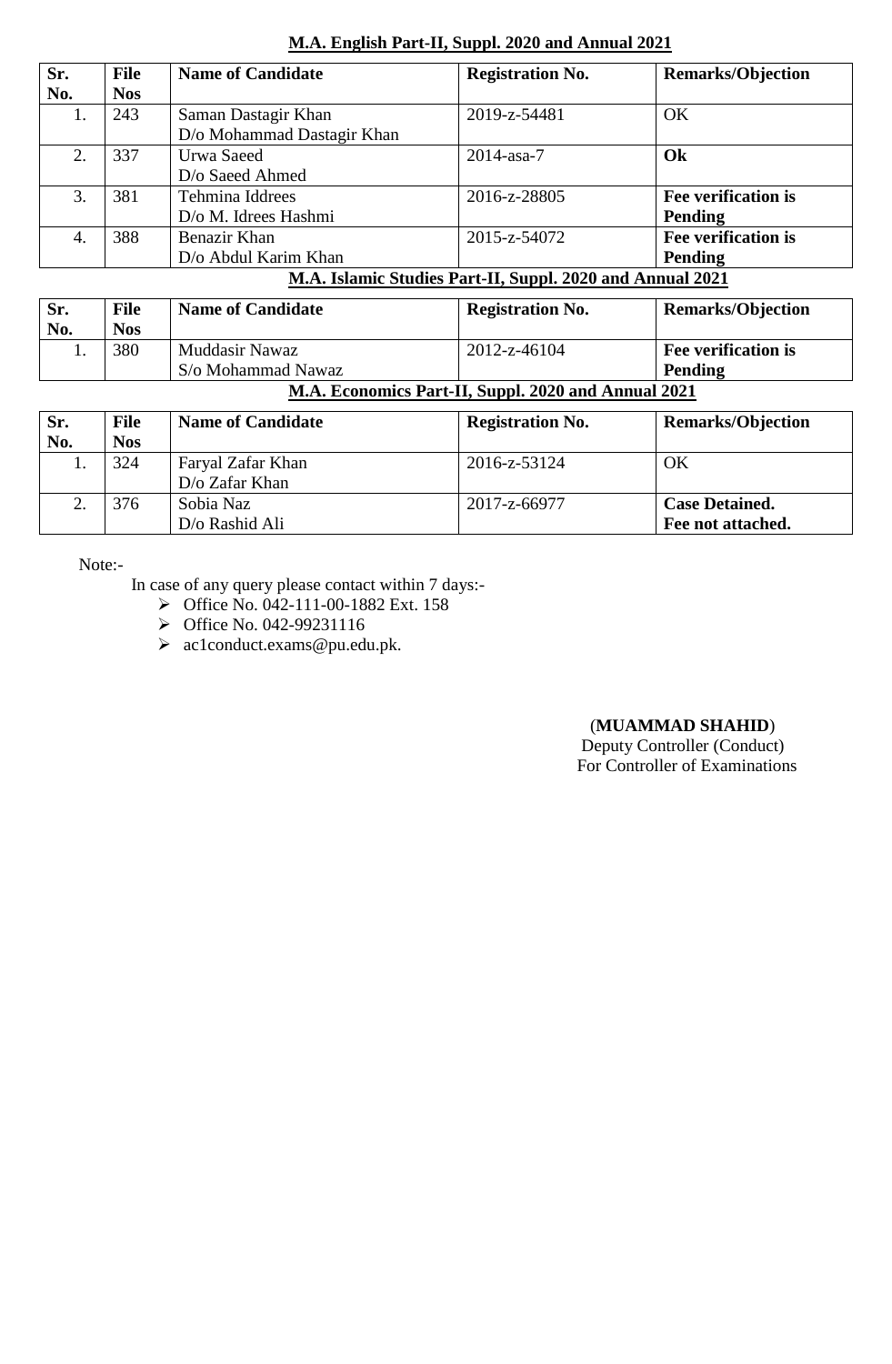**M.A. English Part-II, Suppl. 2020 and Annual 2021**

| Sr. No. | File Nos | Name of Candidate | Registration No. | Remarks/Objection |
|---|---|---|---|---|
| 1. | 243 | Saman Dastagir Khan<br>D/o Mohammad Dastagir Khan | 2019-z-54481 | OK |
| 2. | 337 | Urwa Saeed<br>D/o Saeed Ahmed | 2014-asa-7 | **Ok** |
| 3. | 381 | Tehmina Iddrees<br>D/o M. Idrees Hashmi | 2016-z-28805 | **Fee verification is Pending** |
| 4. | 388 | Benazir Khan<br>D/o Abdul Karim Khan | 2015-z-54072 | **Fee verification is Pending** |

**M.A. Islamic Studies Part-II, Suppl. 2020 and Annual 2021**

| Sr. No. | File Nos | Name of Candidate | Registration No. | Remarks/Objection |
|---|---|---|---|---|
| 1. | 380 | Muddasir Nawaz<br>S/o Mohammad Nawaz | 2012-z-46104 | **Fee verification is Pending** |

**M.A. Economics Part-II, Suppl. 2020 and Annual 2021**

| Sr. No. | File Nos | Name of Candidate | Registration No. | Remarks/Objection |
|---|---|---|---|---|
| 1. | 324 | Faryal Zafar Khan<br>D/o Zafar Khan | 2016-z-53124 | OK |
| 2. | 376 | Sobia Naz<br>D/o Rashid Ali | 2017-z-66977 | **Case Detained. Fee not attached.** |

Note:-

In case of any query please contact within 7 days:-

- Office No. 042-111-00-1882 Ext. 158
- Office No. 042-99231116
- ac1conduct.exams@pu.edu.pk.

(**MUAMMAD SHAHID**)
Deputy Controller (Conduct)
For Controller of Examinations